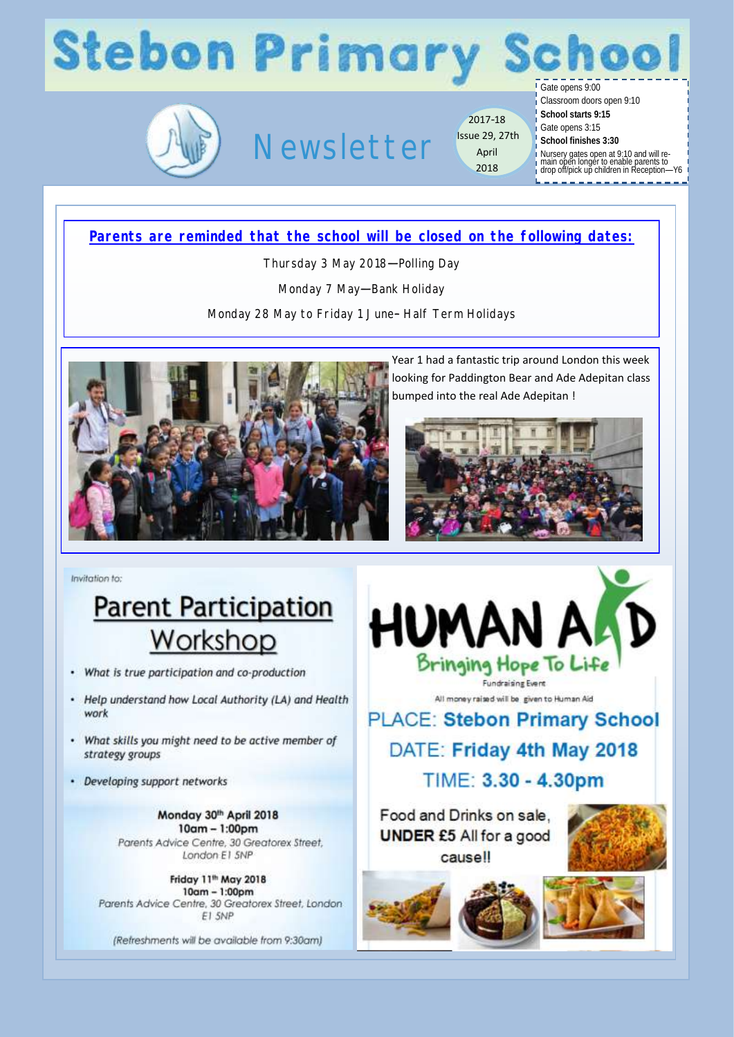# Stebon Primary School

## Newsletter

2017-18
Issue 29, 27th April 2018

Gate opens 9:00
Classroom doors open 9:10
**School starts 9:15**
Gate opens 3:15
**School finishes 3:30**
Nursery gates open at 9:10 and will remain open longer to enable parents to drop off/pick up children in Reception—Y6

**Parents are reminded that the school will be closed on the following dates:**

Thursday 3 May 2018—Polling Day

Monday 7 May—Bank Holiday

Monday 28 May to Friday 1 June– Half Term Holidays

Year 1 had a fantastic trip around London this week looking for Paddington Bear and Ade Adepitan class bumped into the real Ade Adepitan !

Invitation to:

## Parent Participation Workshop

- *What is true participation and co-production*
- *Help understand how Local Authority (LA) and Health work*
- *What skills you might need to be active member of strategy groups*
- *Developing support networks*

**Monday 30th April 2018**
**10am – 1:00pm**
*Parents Advice Centre, 30 Greatorex Street, London E1 5NP*

**Friday 11th May 2018**
**10am – 1:00pm**
*Parents Advice Centre, 30 Greatorex Street, London E1 5NP*

*(Refreshments will be available from 9:30am)*

## HUMAN AID
Bringing Hope To Life

Fundraising Event

All money raised will be given to Human Aid

PLACE: **Stebon Primary School**

DATE: **Friday 4th May 2018**

TIME: **3.30 - 4.30pm**

Food and Drinks on sale, **UNDER £5** All for a good cause!!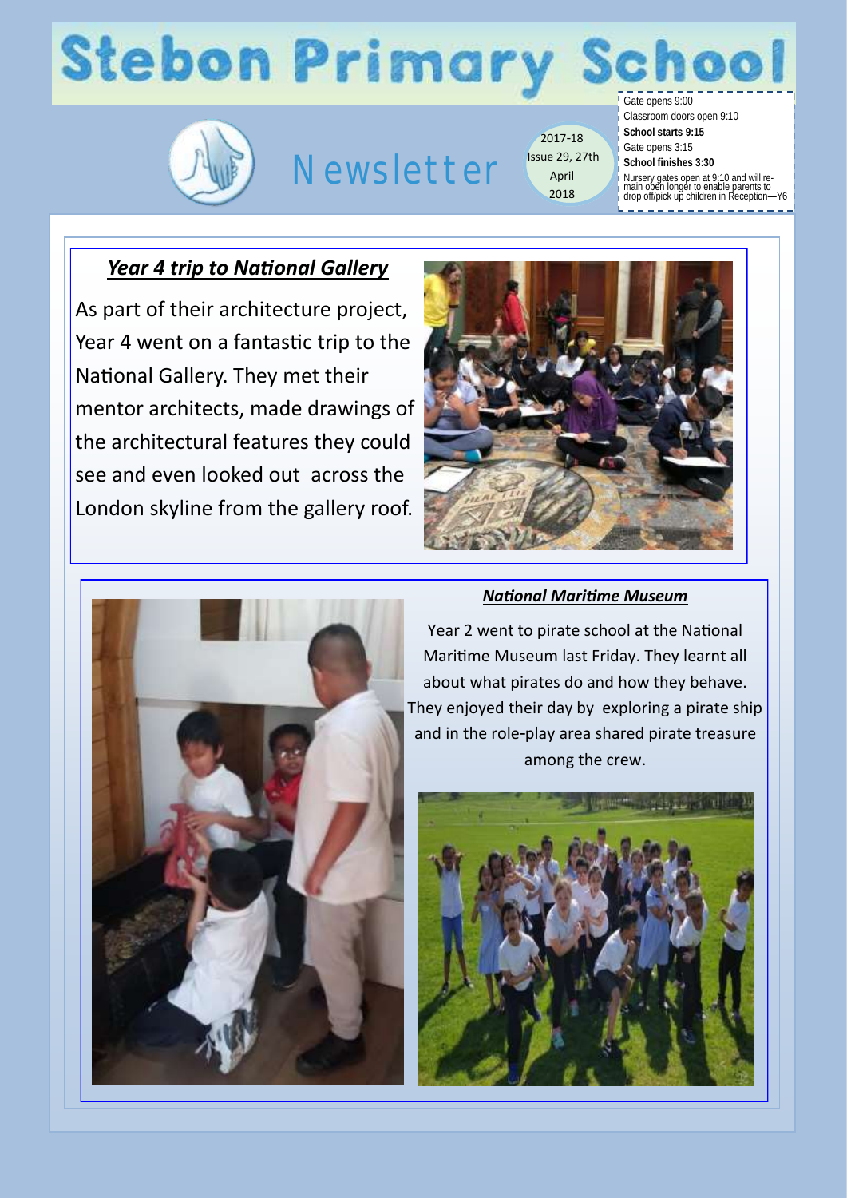# Stebon Primary School

## Newsletter

2017-18
Issue 29, 27th April 2018

Gate opens 9:00
Classroom doors open 9:10
**School starts 9:15**
Gate opens 3:15
**School finishes 3:30**
Nursery gates open at 9:10 and will remain open longer to enable parents to drop off/pick up children in Reception—Y6

### ***Year 4 trip to National Gallery***

As part of their architecture project, Year 4 went on a fantastic trip to the National Gallery. They met their mentor architects, made drawings of the architectural features they could see and even looked out across the London skyline from the gallery roof.

### ***National Maritime Museum***

Year 2 went to pirate school at the National Maritime Museum last Friday. They learnt all about what pirates do and how they behave. They enjoyed their day by exploring a pirate ship and in the role-play area shared pirate treasure among the crew.